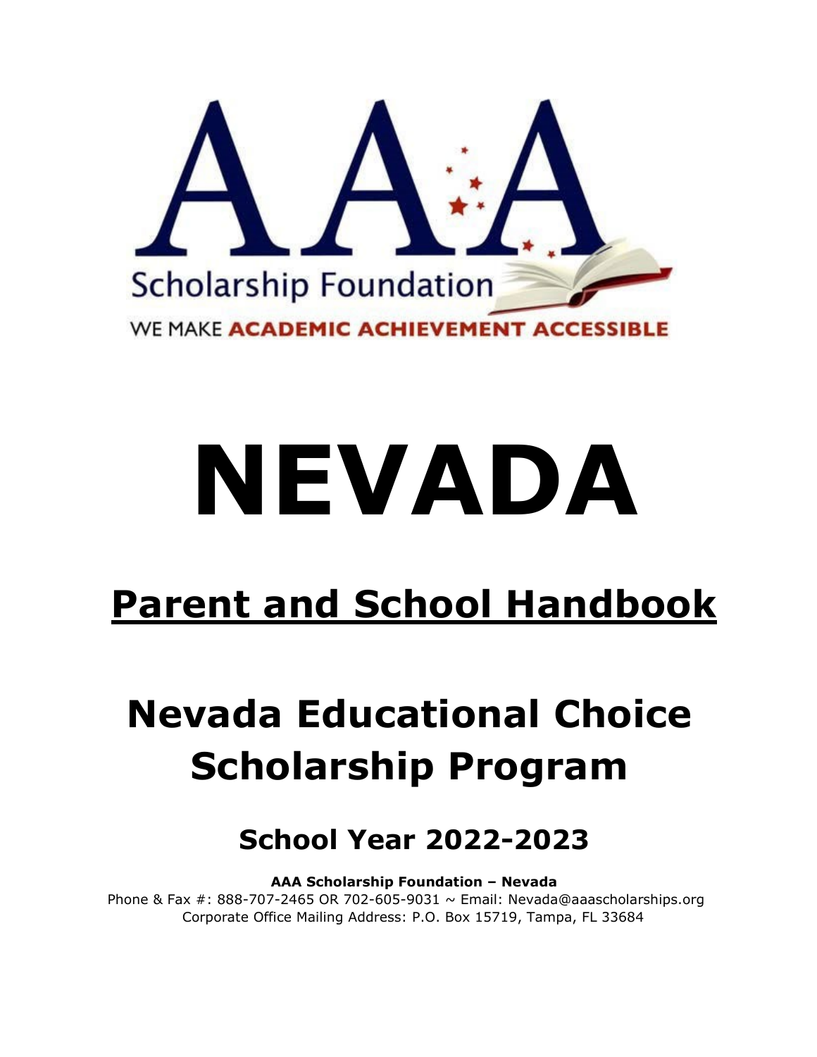AAA

Scholarship Foundation

WE MAKE **ACADEMIC ACHIEVEMENT ACCESSIBLE**

# NEVADA

## Parent and School Handbook

# Nevada Educational Choice Scholarship Program

## School Year 2022-2023

**AAA Scholarship Foundation – Nevada**

Phone & Fax #: 888-707-2465 OR 702-605-9031 ~ Email: Nevada@aaascholarships.org

Corporate Office Mailing Address: P.O. Box 15719, Tampa, FL 33684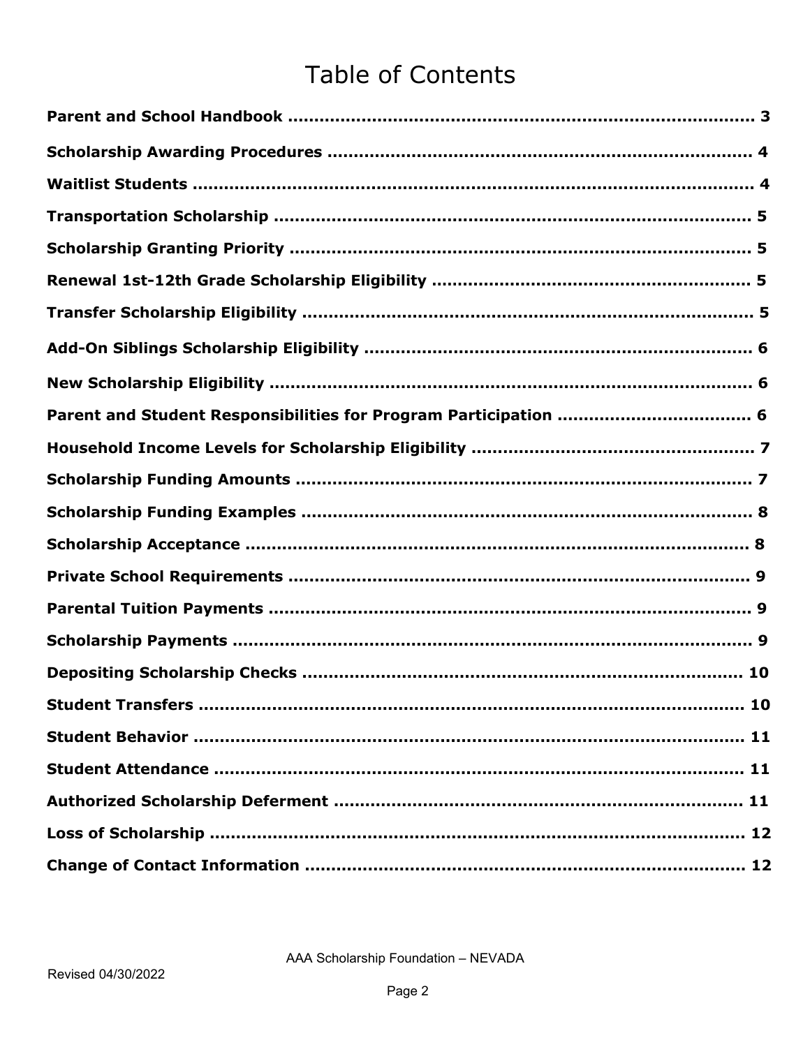# Table of Contents

| | |
|---|---|
| **Parent and School Handbook** | **3** |
| **Scholarship Awarding Procedures** | **4** |
| **Waitlist Students** | **4** |
| **Transportation Scholarship** | **5** |
| **Scholarship Granting Priority** | **5** |
| **Renewal 1st-12th Grade Scholarship Eligibility** | **5** |
| **Transfer Scholarship Eligibility** | **5** |
| **Add-On Siblings Scholarship Eligibility** | **6** |
| **New Scholarship Eligibility** | **6** |
| **Parent and Student Responsibilities for Program Participation** | **6** |
| **Household Income Levels for Scholarship Eligibility** | **7** |
| **Scholarship Funding Amounts** | **7** |
| **Scholarship Funding Examples** | **8** |
| **Scholarship Acceptance** | **8** |
| **Private School Requirements** | **9** |
| **Parental Tuition Payments** | **9** |
| **Scholarship Payments** | **9** |
| **Depositing Scholarship Checks** | **10** |
| **Student Transfers** | **10** |
| **Student Behavior** | **11** |
| **Student Attendance** | **11** |
| **Authorized Scholarship Deferment** | **11** |
| **Loss of Scholarship** | **12** |
| **Change of Contact Information** | **12** |

AAA Scholarship Foundation – NEVADA

Revised 04/30/2022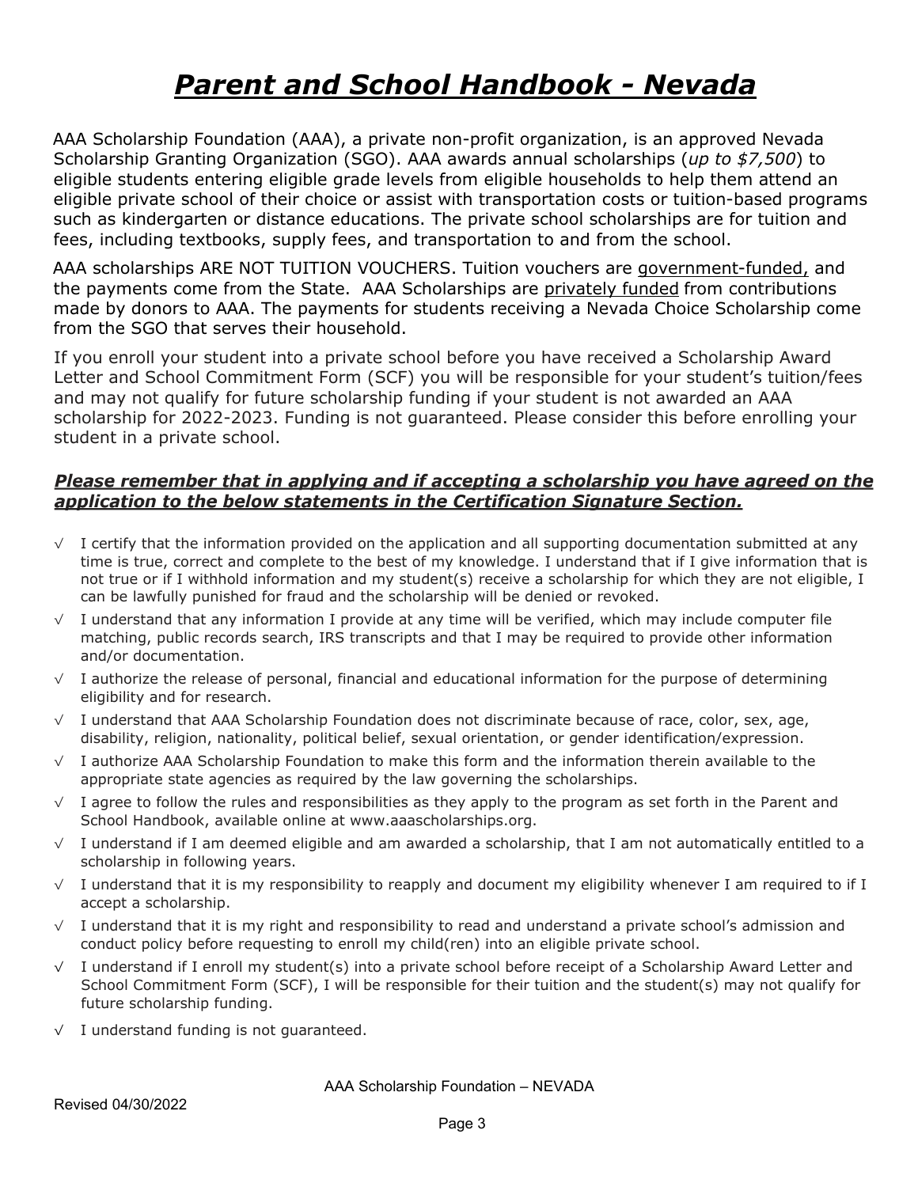# *Parent and School Handbook - Nevada*

AAA Scholarship Foundation (AAA), a private non-profit organization, is an approved Nevada Scholarship Granting Organization (SGO). AAA awards annual scholarships (*up to $7,500*) to eligible students entering eligible grade levels from eligible households to help them attend an eligible private school of their choice or assist with transportation costs or tuition-based programs such as kindergarten or distance educations. The private school scholarships are for tuition and fees, including textbooks, supply fees, and transportation to and from the school.

AAA scholarships ARE NOT TUITION VOUCHERS. Tuition vouchers are <u>government-funded,</u> and the payments come from the State. AAA Scholarships are <u>privately funded</u> from contributions made by donors to AAA. The payments for students receiving a Nevada Choice Scholarship come from the SGO that serves their household.

If you enroll your student into a private school before you have received a Scholarship Award Letter and School Commitment Form (SCF) you will be responsible for your student's tuition/fees and may not qualify for future scholarship funding if your student is not awarded an AAA scholarship for 2022-2023. Funding is not guaranteed. Please consider this before enrolling your student in a private school.

***<u>Please remember that in applying and if accepting a scholarship you have agreed on the application to the below statements in the Certification Signature Section.</u>***

- √ I certify that the information provided on the application and all supporting documentation submitted at any time is true, correct and complete to the best of my knowledge. I understand that if I give information that is not true or if I withhold information and my student(s) receive a scholarship for which they are not eligible, I can be lawfully punished for fraud and the scholarship will be denied or revoked.
- √ I understand that any information I provide at any time will be verified, which may include computer file matching, public records search, IRS transcripts and that I may be required to provide other information and/or documentation.
- √ I authorize the release of personal, financial and educational information for the purpose of determining eligibility and for research.
- √ I understand that AAA Scholarship Foundation does not discriminate because of race, color, sex, age, disability, religion, nationality, political belief, sexual orientation, or gender identification/expression.
- √ I authorize AAA Scholarship Foundation to make this form and the information therein available to the appropriate state agencies as required by the law governing the scholarships.
- √ I agree to follow the rules and responsibilities as they apply to the program as set forth in the Parent and School Handbook, available online at www.aaascholarships.org.
- √ I understand if I am deemed eligible and am awarded a scholarship, that I am not automatically entitled to a scholarship in following years.
- √ I understand that it is my responsibility to reapply and document my eligibility whenever I am required to if I accept a scholarship.
- √ I understand that it is my right and responsibility to read and understand a private school's admission and conduct policy before requesting to enroll my child(ren) into an eligible private school.
- √ I understand if I enroll my student(s) into a private school before receipt of a Scholarship Award Letter and School Commitment Form (SCF), I will be responsible for their tuition and the student(s) may not qualify for future scholarship funding.
- √ I understand funding is not guaranteed.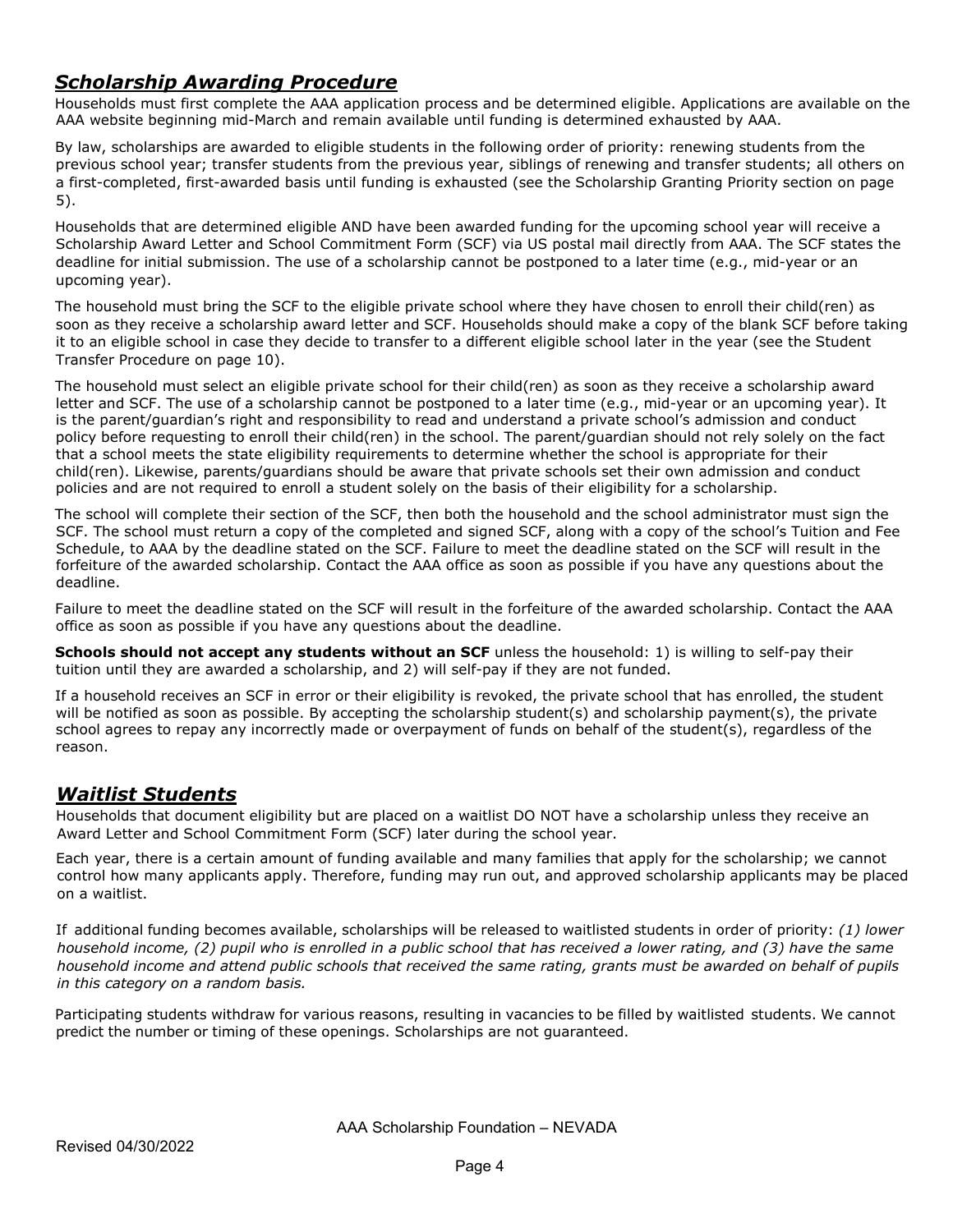## ***Scholarship Awarding Procedure***

Households must first complete the AAA application process and be determined eligible. Applications are available on the AAA website beginning mid-March and remain available until funding is determined exhausted by AAA.

By law, scholarships are awarded to eligible students in the following order of priority: renewing students from the previous school year; transfer students from the previous year, siblings of renewing and transfer students; all others on a first-completed, first-awarded basis until funding is exhausted (see the Scholarship Granting Priority section on page 5).

Households that are determined eligible AND have been awarded funding for the upcoming school year will receive a Scholarship Award Letter and School Commitment Form (SCF) via US postal mail directly from AAA. The SCF states the deadline for initial submission. The use of a scholarship cannot be postponed to a later time (e.g., mid-year or an upcoming year).

The household must bring the SCF to the eligible private school where they have chosen to enroll their child(ren) as soon as they receive a scholarship award letter and SCF. Households should make a copy of the blank SCF before taking it to an eligible school in case they decide to transfer to a different eligible school later in the year (see the Student Transfer Procedure on page 10).

The household must select an eligible private school for their child(ren) as soon as they receive a scholarship award letter and SCF. The use of a scholarship cannot be postponed to a later time (e.g., mid-year or an upcoming year). It is the parent/guardian's right and responsibility to read and understand a private school's admission and conduct policy before requesting to enroll their child(ren) in the school. The parent/guardian should not rely solely on the fact that a school meets the state eligibility requirements to determine whether the school is appropriate for their child(ren). Likewise, parents/guardians should be aware that private schools set their own admission and conduct policies and are not required to enroll a student solely on the basis of their eligibility for a scholarship.

The school will complete their section of the SCF, then both the household and the school administrator must sign the SCF. The school must return a copy of the completed and signed SCF, along with a copy of the school's Tuition and Fee Schedule, to AAA by the deadline stated on the SCF. Failure to meet the deadline stated on the SCF will result in the forfeiture of the awarded scholarship. Contact the AAA office as soon as possible if you have any questions about the deadline.

Failure to meet the deadline stated on the SCF will result in the forfeiture of the awarded scholarship. Contact the AAA office as soon as possible if you have any questions about the deadline.

**Schools should not accept any students without an SCF** unless the household: 1) is willing to self-pay their tuition until they are awarded a scholarship, and 2) will self-pay if they are not funded.

If a household receives an SCF in error or their eligibility is revoked, the private school that has enrolled, the student will be notified as soon as possible. By accepting the scholarship student(s) and scholarship payment(s), the private school agrees to repay any incorrectly made or overpayment of funds on behalf of the student(s), regardless of the reason.

## ***Waitlist Students***

Households that document eligibility but are placed on a waitlist DO NOT have a scholarship unless they receive an Award Letter and School Commitment Form (SCF) later during the school year.

Each year, there is a certain amount of funding available and many families that apply for the scholarship; we cannot control how many applicants apply. Therefore, funding may run out, and approved scholarship applicants may be placed on a waitlist.

If additional funding becomes available, scholarships will be released to waitlisted students in order of priority: *(1) lower household income, (2) pupil who is enrolled in a public school that has received a lower rating, and (3) have the same household income and attend public schools that received the same rating, grants must be awarded on behalf of pupils in this category on a random basis.*

Participating students withdraw for various reasons, resulting in vacancies to be filled by waitlisted students. We cannot predict the number or timing of these openings. Scholarships are not guaranteed.

AAA Scholarship Foundation – NEVADA

Revised 04/30/2022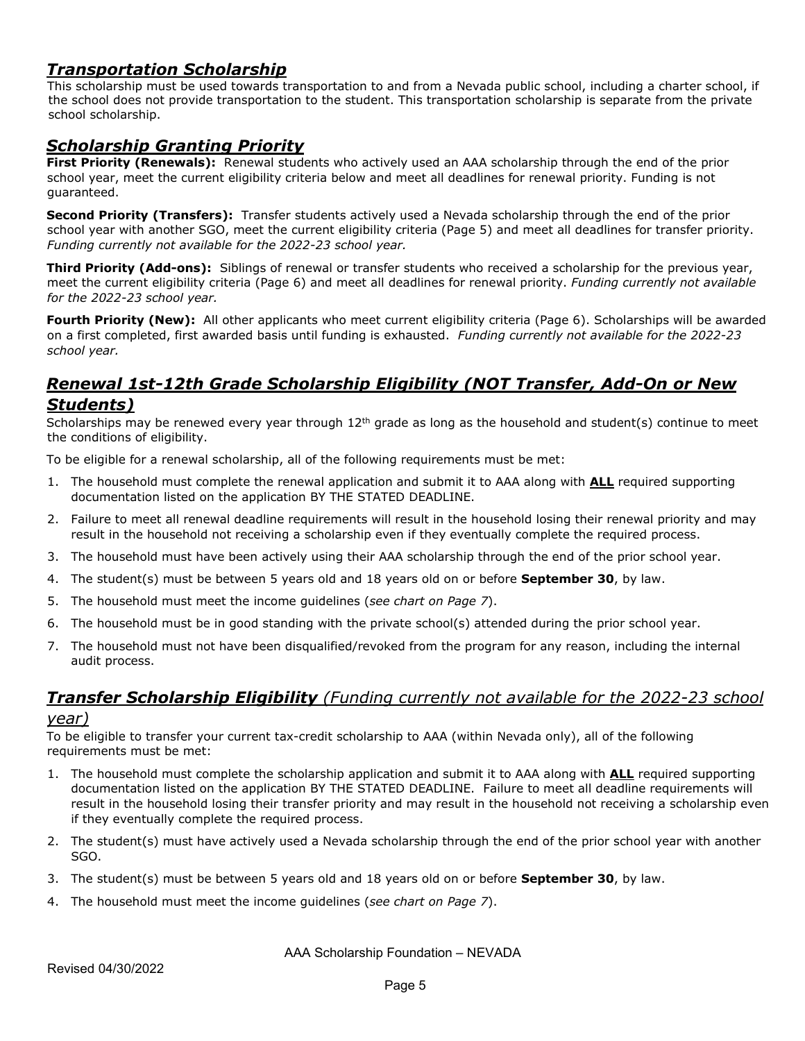## ***Transportation Scholarship***

This scholarship must be used towards transportation to and from a Nevada public school, including a charter school, if the school does not provide transportation to the student. This transportation scholarship is separate from the private school scholarship.

## ***Scholarship Granting Priority***

**First Priority (Renewals):** Renewal students who actively used an AAA scholarship through the end of the prior school year, meet the current eligibility criteria below and meet all deadlines for renewal priority. Funding is not guaranteed.

**Second Priority (Transfers):** Transfer students actively used a Nevada scholarship through the end of the prior school year with another SGO, meet the current eligibility criteria (Page 5) and meet all deadlines for transfer priority. *Funding currently not available for the 2022-23 school year.*

**Third Priority (Add-ons):** Siblings of renewal or transfer students who received a scholarship for the previous year, meet the current eligibility criteria (Page 6) and meet all deadlines for renewal priority. *Funding currently not available for the 2022-23 school year.*

**Fourth Priority (New):** All other applicants who meet current eligibility criteria (Page 6). Scholarships will be awarded on a first completed, first awarded basis until funding is exhausted. *Funding currently not available for the 2022-23 school year.*

## ***Renewal 1st-12th Grade Scholarship Eligibility (NOT Transfer, Add-On or New Students)***

Scholarships may be renewed every year through 12th grade as long as the household and student(s) continue to meet the conditions of eligibility.

To be eligible for a renewal scholarship, all of the following requirements must be met:

1. The household must complete the renewal application and submit it to AAA along with **ALL** required supporting documentation listed on the application BY THE STATED DEADLINE.
2. Failure to meet all renewal deadline requirements will result in the household losing their renewal priority and may result in the household not receiving a scholarship even if they eventually complete the required process.
3. The household must have been actively using their AAA scholarship through the end of the prior school year.
4. The student(s) must be between 5 years old and 18 years old on or before **September 30**, by law.
5. The household must meet the income guidelines (*see chart on Page 7*).
6. The household must be in good standing with the private school(s) attended during the prior school year.
7. The household must not have been disqualified/revoked from the program for any reason, including the internal audit process.

## ***Transfer Scholarship Eligibility*** *(Funding currently not available for the 2022-23 school year)*

To be eligible to transfer your current tax-credit scholarship to AAA (within Nevada only), all of the following requirements must be met:

1. The household must complete the scholarship application and submit it to AAA along with **ALL** required supporting documentation listed on the application BY THE STATED DEADLINE. Failure to meet all deadline requirements will result in the household losing their transfer priority and may result in the household not receiving a scholarship even if they eventually complete the required process.
2. The student(s) must have actively used a Nevada scholarship through the end of the prior school year with another SGO.
3. The student(s) must be between 5 years old and 18 years old on or before **September 30**, by law.
4. The household must meet the income guidelines (*see chart on Page 7*).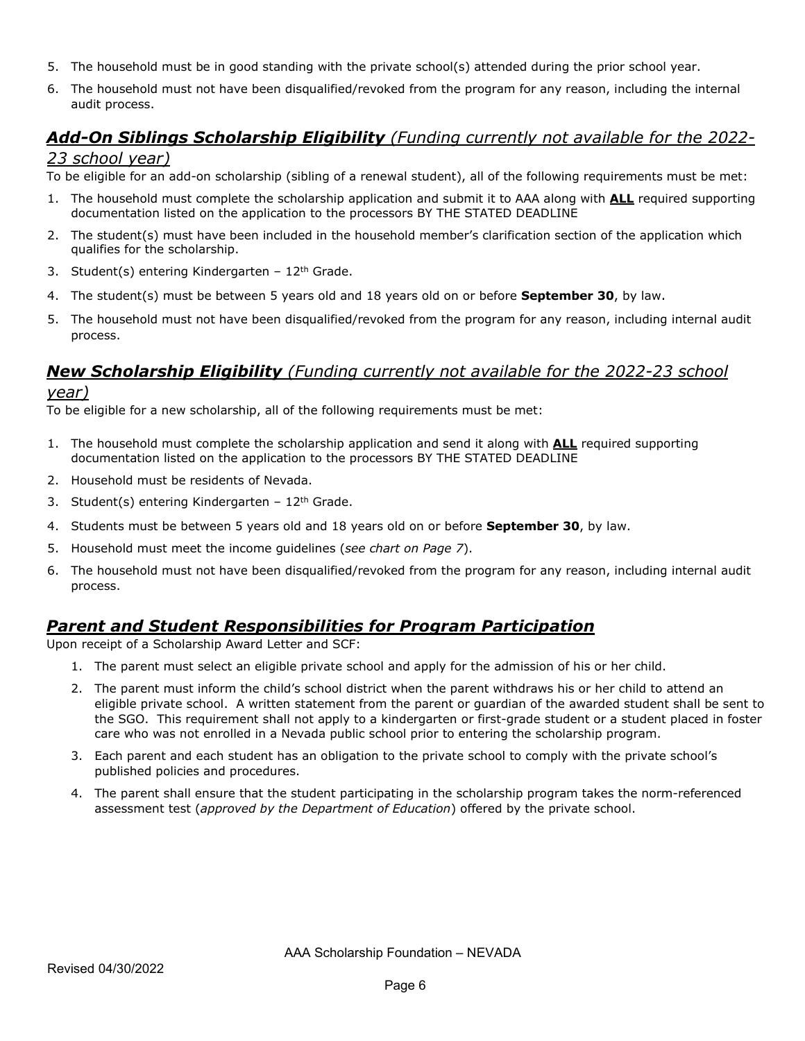5. The household must be in good standing with the private school(s) attended during the prior school year.
6. The household must not have been disqualified/revoked from the program for any reason, including the internal audit process.

## ***Add-On Siblings Scholarship Eligibility*** *(Funding currently not available for the 2022-23 school year)*

To be eligible for an add-on scholarship (sibling of a renewal student), all of the following requirements must be met:

1. The household must complete the scholarship application and submit it to AAA along with **ALL** required supporting documentation listed on the application to the processors BY THE STATED DEADLINE
2. The student(s) must have been included in the household member's clarification section of the application which qualifies for the scholarship.
3. Student(s) entering Kindergarten – 12th Grade.
4. The student(s) must be between 5 years old and 18 years old on or before **September 30**, by law.
5. The household must not have been disqualified/revoked from the program for any reason, including internal audit process.

## ***New Scholarship Eligibility*** *(Funding currently not available for the 2022-23 school year)*

To be eligible for a new scholarship, all of the following requirements must be met:

1. The household must complete the scholarship application and send it along with **ALL** required supporting documentation listed on the application to the processors BY THE STATED DEADLINE
2. Household must be residents of Nevada.
3. Student(s) entering Kindergarten – 12th Grade.
4. Students must be between 5 years old and 18 years old on or before **September 30**, by law.
5. Household must meet the income guidelines (*see chart on Page 7*).
6. The household must not have been disqualified/revoked from the program for any reason, including internal audit process.

## ***Parent and Student Responsibilities for Program Participation***

Upon receipt of a Scholarship Award Letter and SCF:

1. The parent must select an eligible private school and apply for the admission of his or her child.
2. The parent must inform the child's school district when the parent withdraws his or her child to attend an eligible private school. A written statement from the parent or guardian of the awarded student shall be sent to the SGO. This requirement shall not apply to a kindergarten or first-grade student or a student placed in foster care who was not enrolled in a Nevada public school prior to entering the scholarship program.
3. Each parent and each student has an obligation to the private school to comply with the private school's published policies and procedures.
4. The parent shall ensure that the student participating in the scholarship program takes the norm-referenced assessment test (*approved by the Department of Education*) offered by the private school.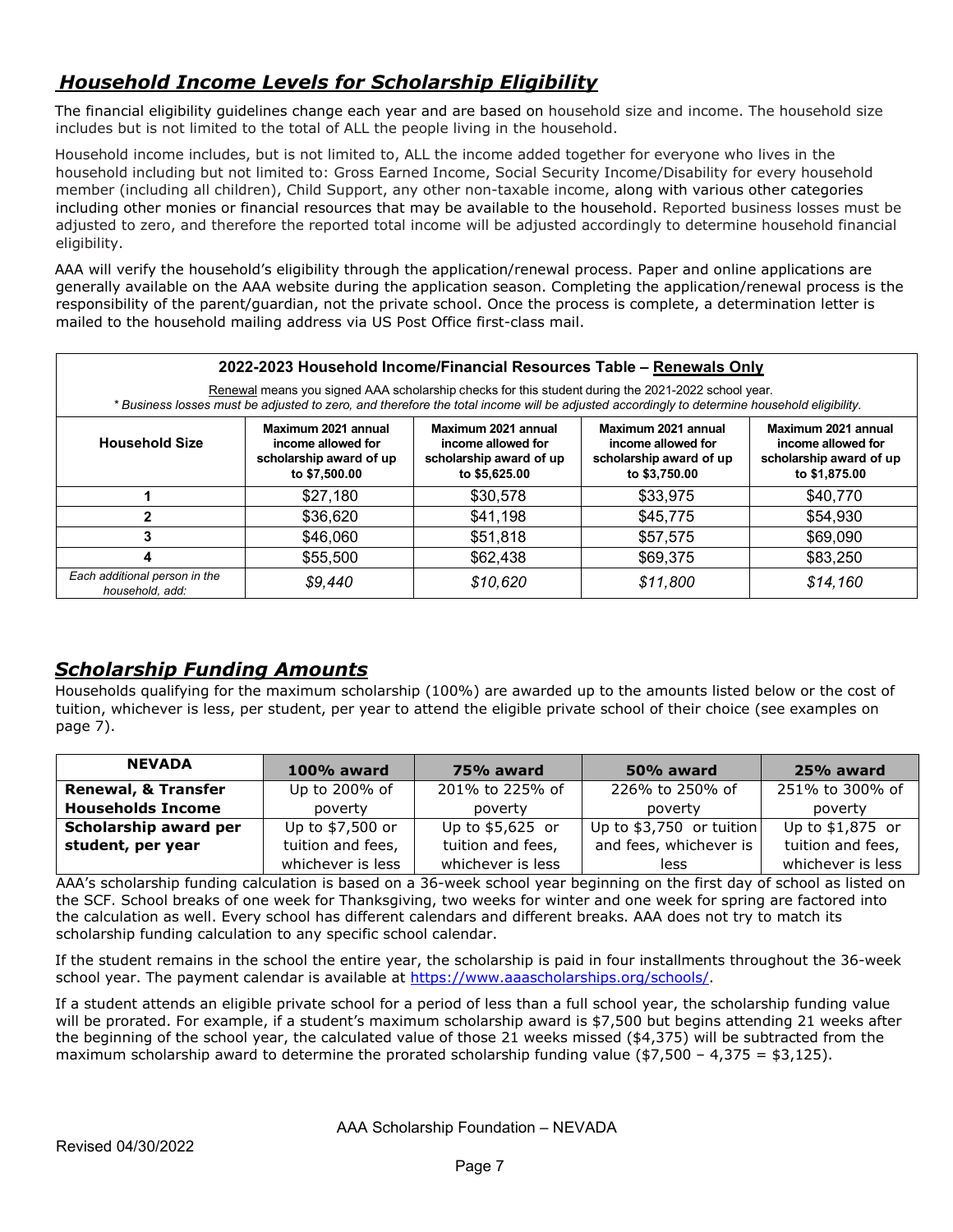## ***Household Income Levels for Scholarship Eligibility***

The financial eligibility guidelines change each year and are based on household size and income. The household size includes but is not limited to the total of ALL the people living in the household.

Household income includes, but is not limited to, ALL the income added together for everyone who lives in the household including but not limited to: Gross Earned Income, Social Security Income/Disability for every household member (including all children), Child Support, any other non-taxable income, along with various other categories including other monies or financial resources that may be available to the household. Reported business losses must be adjusted to zero, and therefore the reported total income will be adjusted accordingly to determine household financial eligibility.

AAA will verify the household's eligibility through the application/renewal process. Paper and online applications are generally available on the AAA website during the application season. Completing the application/renewal process is the responsibility of the parent/guardian, not the private school. Once the process is complete, a determination letter is mailed to the household mailing address via US Post Office first-class mail.

**2022-2023 Household Income/Financial Resources Table – Renewals Only**

Renewal means you signed AAA scholarship checks for this student during the 2021-2022 school year.
*\* Business losses must be adjusted to zero, and therefore the total income will be adjusted accordingly to determine household eligibility.*

| Household Size | Maximum 2021 annual income allowed for scholarship award of up to $7,500.00 | Maximum 2021 annual income allowed for scholarship award of up to $5,625.00 | Maximum 2021 annual income allowed for scholarship award of up to $3,750.00 | Maximum 2021 annual income allowed for scholarship award of up to $1,875.00 |
|---|---|---|---|---|
| 1 | $27,180 | $30,578 | $33,975 | $40,770 |
| 2 | $36,620 | $41,198 | $45,775 | $54,930 |
| 3 | $46,060 | $51,818 | $57,575 | $69,090 |
| 4 | $55,500 | $62,438 | $69,375 | $83,250 |
| *Each additional person in the household, add:* | *$9,440* | *$10,620* | *$11,800* | *$14,160* |

## ***Scholarship Funding Amounts***

Households qualifying for the maximum scholarship (100%) are awarded up to the amounts listed below or the cost of tuition, whichever is less, per student, per year to attend the eligible private school of their choice (see examples on page 7).

| NEVADA | 100% award | 75% award | 50% award | 25% award |
|---|---|---|---|---|
| **Renewal, & Transfer Households Income** | Up to 200% of poverty | 201% to 225% of poverty | 226% to 250% of poverty | 251% to 300% of poverty |
| **Scholarship award per student, per year** | Up to $7,500 or tuition and fees, whichever is less | Up to $5,625 or tuition and fees, whichever is less | Up to $3,750 or tuition and fees, whichever is less | Up to $1,875 or tuition and fees, whichever is less |

AAA's scholarship funding calculation is based on a 36-week school year beginning on the first day of school as listed on the SCF. School breaks of one week for Thanksgiving, two weeks for winter and one week for spring are factored into the calculation as well. Every school has different calendars and different breaks. AAA does not try to match its scholarship funding calculation to any specific school calendar.

If the student remains in the school the entire year, the scholarship is paid in four installments throughout the 36-week school year. The payment calendar is available at https://www.aaascholarships.org/schools/.

If a student attends an eligible private school for a period of less than a full school year, the scholarship funding value will be prorated. For example, if a student's maximum scholarship award is $7,500 but begins attending 21 weeks after the beginning of the school year, the calculated value of those 21 weeks missed ($4,375) will be subtracted from the maximum scholarship award to determine the prorated scholarship funding value ($7,500 – 4,375 = $3,125).

AAA Scholarship Foundation – NEVADA

Revised 04/30/2022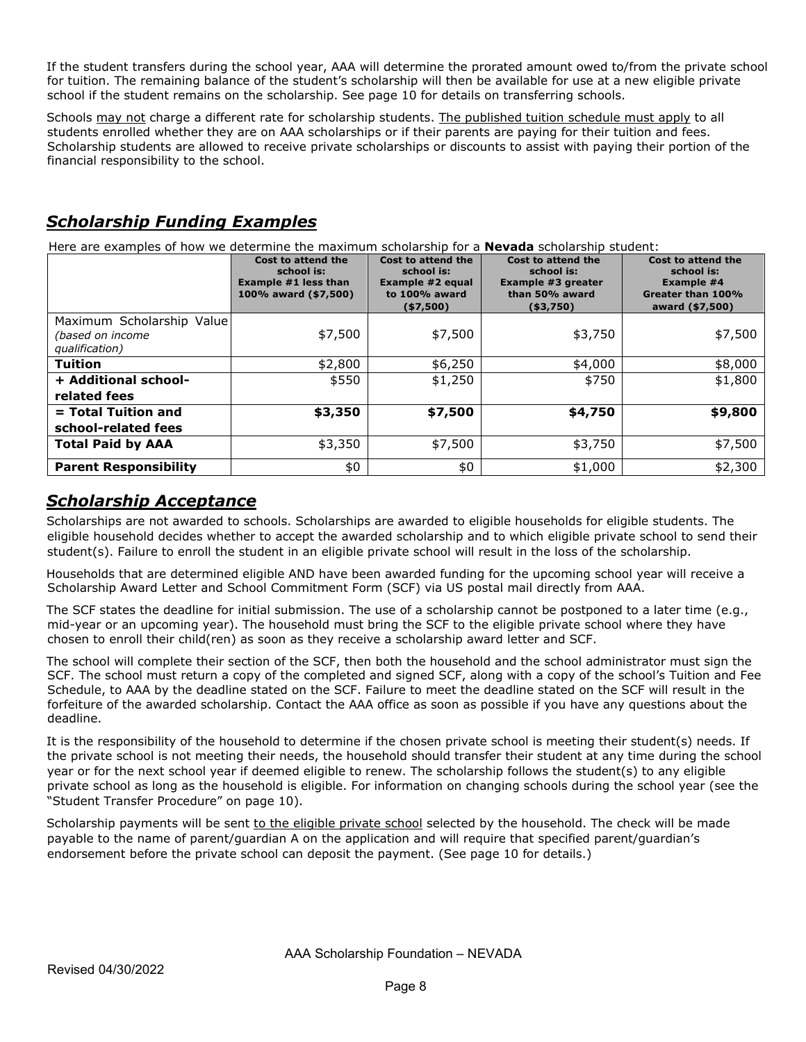If the student transfers during the school year, AAA will determine the prorated amount owed to/from the private school for tuition. The remaining balance of the student's scholarship will then be available for use at a new eligible private school if the student remains on the scholarship. See page 10 for details on transferring schools.

Schools may not charge a different rate for scholarship students. The published tuition schedule must apply to all students enrolled whether they are on AAA scholarships or if their parents are paying for their tuition and fees. Scholarship students are allowed to receive private scholarships or discounts to assist with paying their portion of the financial responsibility to the school.

## *Scholarship Funding Examples*

Here are examples of how we determine the maximum scholarship for a **Nevada** scholarship student:

| | Cost to attend the school is: Example #1 less than 100% award ($7,500) | Cost to attend the school is: Example #2 equal to 100% award ($7,500) | Cost to attend the school is: Example #3 greater than 50% award ($3,750) | Cost to attend the school is: Example #4 Greater than 100% award ($7,500) |
|---|---|---|---|---|
| Maximum Scholarship Value *(based on income qualification)* | $7,500 | $7,500 | $3,750 | $7,500 |
| **Tuition** | $2,800 | $6,250 | $4,000 | $8,000 |
| **+ Additional school-related fees** | $550 | $1,250 | $750 | $1,800 |
| **= Total Tuition and school-related fees** | **$3,350** | **$7,500** | **$4,750** | **$9,800** |
| **Total Paid by AAA** | $3,350 | $7,500 | $3,750 | $7,500 |
| **Parent Responsibility** | $0 | $0 | $1,000 | $2,300 |

## *Scholarship Acceptance*

Scholarships are not awarded to schools. Scholarships are awarded to eligible households for eligible students. The eligible household decides whether to accept the awarded scholarship and to which eligible private school to send their student(s). Failure to enroll the student in an eligible private school will result in the loss of the scholarship.

Households that are determined eligible AND have been awarded funding for the upcoming school year will receive a Scholarship Award Letter and School Commitment Form (SCF) via US postal mail directly from AAA.

The SCF states the deadline for initial submission. The use of a scholarship cannot be postponed to a later time (e.g., mid-year or an upcoming year). The household must bring the SCF to the eligible private school where they have chosen to enroll their child(ren) as soon as they receive a scholarship award letter and SCF.

The school will complete their section of the SCF, then both the household and the school administrator must sign the SCF. The school must return a copy of the completed and signed SCF, along with a copy of the school's Tuition and Fee Schedule, to AAA by the deadline stated on the SCF. Failure to meet the deadline stated on the SCF will result in the forfeiture of the awarded scholarship. Contact the AAA office as soon as possible if you have any questions about the deadline.

It is the responsibility of the household to determine if the chosen private school is meeting their student(s) needs. If the private school is not meeting their needs, the household should transfer their student at any time during the school year or for the next school year if deemed eligible to renew. The scholarship follows the student(s) to any eligible private school as long as the household is eligible. For information on changing schools during the school year (see the "Student Transfer Procedure" on page 10).

Scholarship payments will be sent to the eligible private school selected by the household. The check will be made payable to the name of parent/guardian A on the application and will require that specified parent/guardian's endorsement before the private school can deposit the payment. (See page 10 for details.)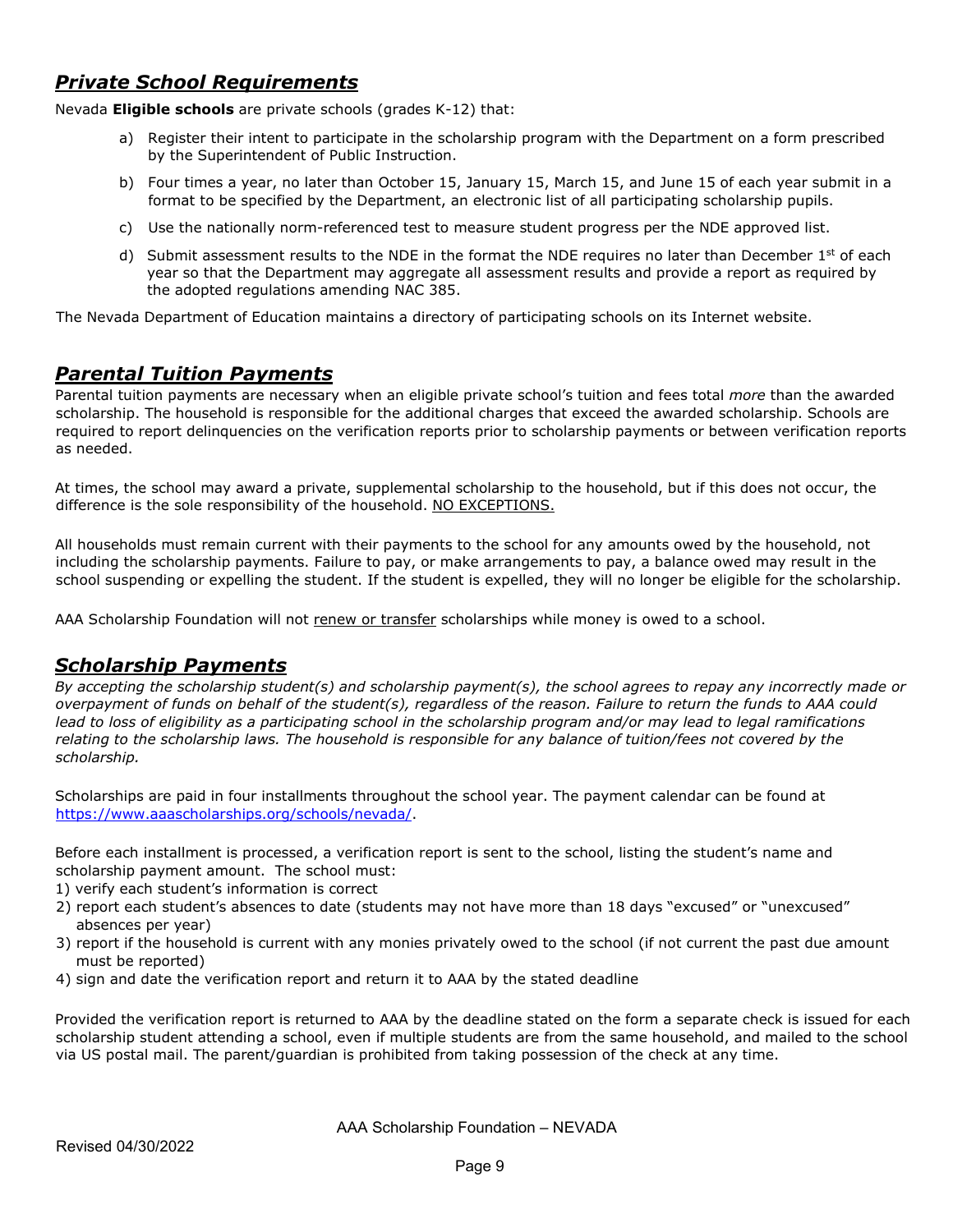## ***Private School Requirements***

Nevada **Eligible schools** are private schools (grades K-12) that:

a) Register their intent to participate in the scholarship program with the Department on a form prescribed by the Superintendent of Public Instruction.

b) Four times a year, no later than October 15, January 15, March 15, and June 15 of each year submit in a format to be specified by the Department, an electronic list of all participating scholarship pupils.

c) Use the nationally norm-referenced test to measure student progress per the NDE approved list.

d) Submit assessment results to the NDE in the format the NDE requires no later than December 1st of each year so that the Department may aggregate all assessment results and provide a report as required by the adopted regulations amending NAC 385.

The Nevada Department of Education maintains a directory of participating schools on its Internet website.

## ***Parental Tuition Payments***

Parental tuition payments are necessary when an eligible private school's tuition and fees total *more* than the awarded scholarship. The household is responsible for the additional charges that exceed the awarded scholarship. Schools are required to report delinquencies on the verification reports prior to scholarship payments or between verification reports as needed.

At times, the school may award a private, supplemental scholarship to the household, but if this does not occur, the difference is the sole responsibility of the household. NO EXCEPTIONS.

All households must remain current with their payments to the school for any amounts owed by the household, not including the scholarship payments. Failure to pay, or make arrangements to pay, a balance owed may result in the school suspending or expelling the student. If the student is expelled, they will no longer be eligible for the scholarship.

AAA Scholarship Foundation will not renew or transfer scholarships while money is owed to a school.

## ***Scholarship Payments***

*By accepting the scholarship student(s) and scholarship payment(s), the school agrees to repay any incorrectly made or overpayment of funds on behalf of the student(s), regardless of the reason. Failure to return the funds to AAA could lead to loss of eligibility as a participating school in the scholarship program and/or may lead to legal ramifications relating to the scholarship laws. The household is responsible for any balance of tuition/fees not covered by the scholarship.*

Scholarships are paid in four installments throughout the school year. The payment calendar can be found at https://www.aaascholarships.org/schools/nevada/.

Before each installment is processed, a verification report is sent to the school, listing the student's name and scholarship payment amount. The school must:

1) verify each student's information is correct
2) report each student's absences to date (students may not have more than 18 days "excused" or "unexcused" absences per year)
3) report if the household is current with any monies privately owed to the school (if not current the past due amount must be reported)
4) sign and date the verification report and return it to AAA by the stated deadline

Provided the verification report is returned to AAA by the deadline stated on the form a separate check is issued for each scholarship student attending a school, even if multiple students are from the same household, and mailed to the school via US postal mail. The parent/guardian is prohibited from taking possession of the check at any time.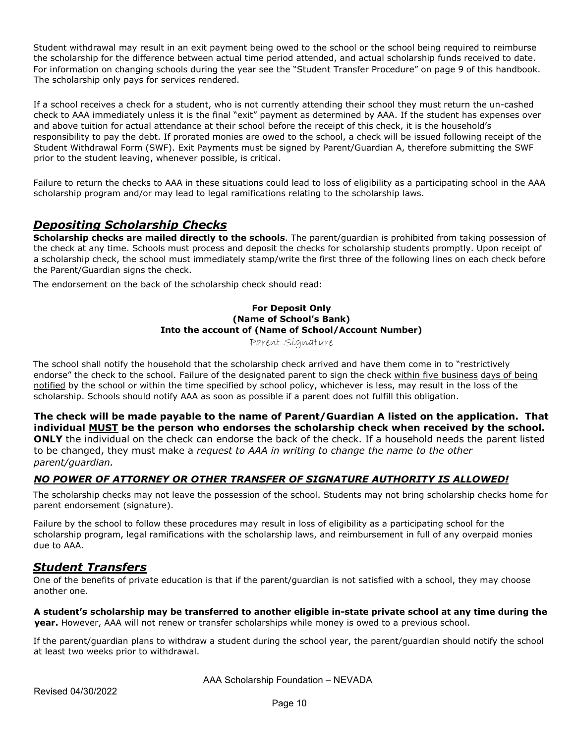Student withdrawal may result in an exit payment being owed to the school or the school being required to reimburse the scholarship for the difference between actual time period attended, and actual scholarship funds received to date. For information on changing schools during the year see the "Student Transfer Procedure" on page 9 of this handbook. The scholarship only pays for services rendered.

If a school receives a check for a student, who is not currently attending their school they must return the un-cashed check to AAA immediately unless it is the final "exit" payment as determined by AAA. If the student has expenses over and above tuition for actual attendance at their school before the receipt of this check, it is the household's responsibility to pay the debt. If prorated monies are owed to the school, a check will be issued following receipt of the Student Withdrawal Form (SWF). Exit Payments must be signed by Parent/Guardian A, therefore submitting the SWF prior to the student leaving, whenever possible, is critical.

Failure to return the checks to AAA in these situations could lead to loss of eligibility as a participating school in the AAA scholarship program and/or may lead to legal ramifications relating to the scholarship laws.

## ***Depositing Scholarship Checks***

**Scholarship checks are mailed directly to the schools**. The parent/guardian is prohibited from taking possession of the check at any time. Schools must process and deposit the checks for scholarship students promptly. Upon receipt of a scholarship check, the school must immediately stamp/write the first three of the following lines on each check before the Parent/Guardian signs the check.

The endorsement on the back of the scholarship check should read:

**For Deposit Only**
**(Name of School's Bank)**
**Into the account of (Name of School/Account Number)**
Parent Signature

The school shall notify the household that the scholarship check arrived and have them come in to "restrictively endorse" the check to the school. Failure of the designated parent to sign the check within five business days of being notified by the school or within the time specified by school policy, whichever is less, may result in the loss of the scholarship. Schools should notify AAA as soon as possible if a parent does not fulfill this obligation.

**The check will be made payable to the name of Parent/Guardian A listed on the application. That individual MUST be the person who endorses the scholarship check when received by the school. ONLY** the individual on the check can endorse the back of the check. If a household needs the parent listed to be changed, they must make a *request to AAA in writing to change the name to the other parent/guardian.*

***NO POWER OF ATTORNEY OR OTHER TRANSFER OF SIGNATURE AUTHORITY IS ALLOWED!***

The scholarship checks may not leave the possession of the school. Students may not bring scholarship checks home for parent endorsement (signature).

Failure by the school to follow these procedures may result in loss of eligibility as a participating school for the scholarship program, legal ramifications with the scholarship laws, and reimbursement in full of any overpaid monies due to AAA.

## ***Student Transfers***

One of the benefits of private education is that if the parent/guardian is not satisfied with a school, they may choose another one.

**A student's scholarship may be transferred to another eligible in-state private school at any time during the year.** However, AAA will not renew or transfer scholarships while money is owed to a previous school.

If the parent/guardian plans to withdraw a student during the school year, the parent/guardian should notify the school at least two weeks prior to withdrawal.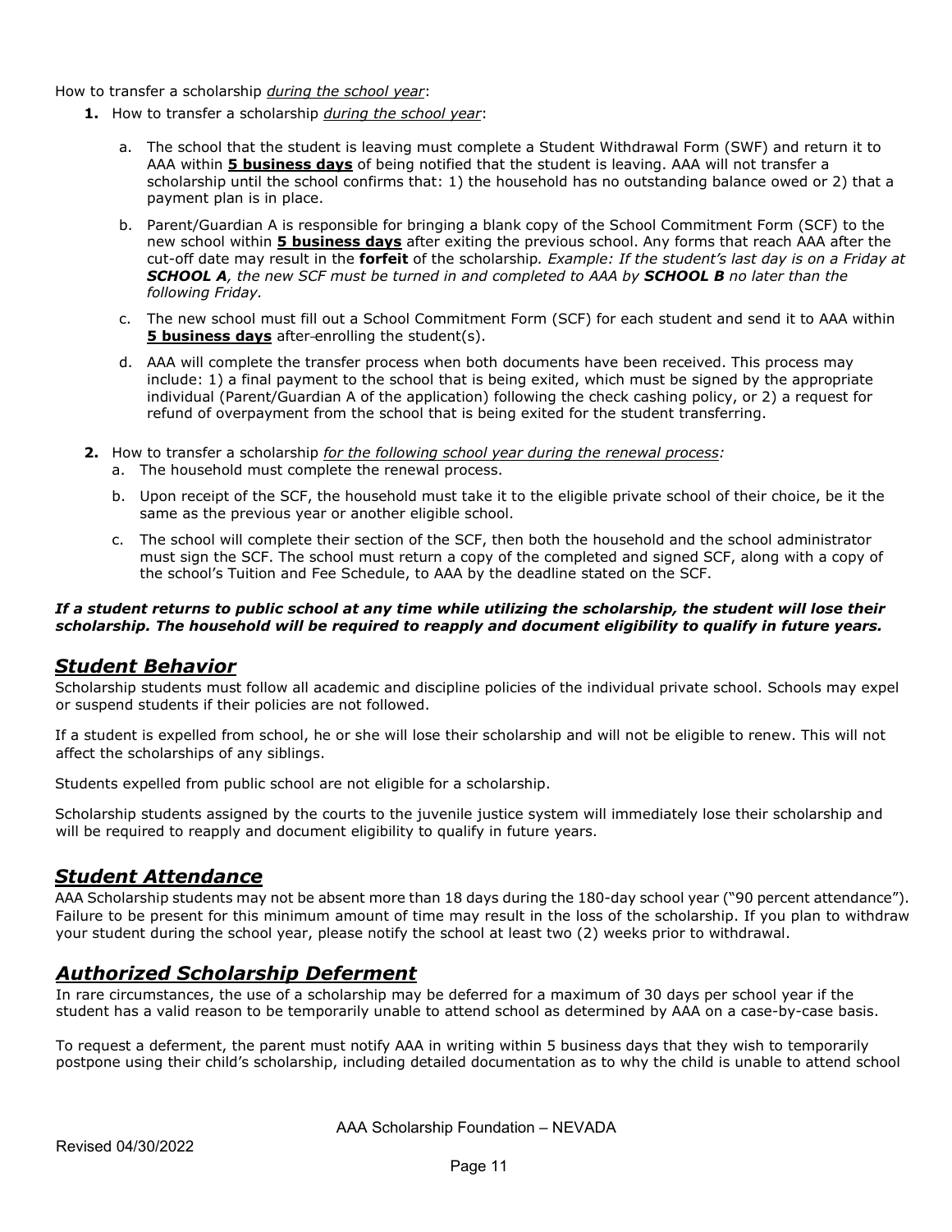How to transfer a scholarship _during the school year_:

1. How to transfer a scholarship _during the school year_:

    a. The school that the student is leaving must complete a Student Withdrawal Form (SWF) and return it to AAA within **5 business days** of being notified that the student is leaving. AAA will not transfer a scholarship until the school confirms that: 1) the household has no outstanding balance owed or 2) that a payment plan is in place.

    b. Parent/Guardian A is responsible for bringing a blank copy of the School Commitment Form (SCF) to the new school within **5 business days** after exiting the previous school. Any forms that reach AAA after the cut-off date may result in the **forfeit** of the scholarship. *Example: If the student's last day is on a Friday at **SCHOOL A**, the new SCF must be turned in and completed to AAA by **SCHOOL B** no later than the following Friday.*

    c. The new school must fill out a School Commitment Form (SCF) for each student and send it to AAA within **5 business days** after enrolling the student(s).

    d. AAA will complete the transfer process when both documents have been received. This process may include: 1) a final payment to the school that is being exited, which must be signed by the appropriate individual (Parent/Guardian A of the application) following the check cashing policy, or 2) a request for refund of overpayment from the school that is being exited for the student transferring.

2. How to transfer a scholarship _for the following school year during the renewal process:_

    a. The household must complete the renewal process.

    b. Upon receipt of the SCF, the household must take it to the eligible private school of their choice, be it the same as the previous year or another eligible school.

    c. The school will complete their section of the SCF, then both the household and the school administrator must sign the SCF. The school must return a copy of the completed and signed SCF, along with a copy of the school's Tuition and Fee Schedule, to AAA by the deadline stated on the SCF.

***If a student returns to public school at any time while utilizing the scholarship, the student will lose their scholarship. The household will be required to reapply and document eligibility to qualify in future years.***

## _Student Behavior_

Scholarship students must follow all academic and discipline policies of the individual private school. Schools may expel or suspend students if their policies are not followed.

If a student is expelled from school, he or she will lose their scholarship and will not be eligible to renew. This will not affect the scholarships of any siblings.

Students expelled from public school are not eligible for a scholarship.

Scholarship students assigned by the courts to the juvenile justice system will immediately lose their scholarship and will be required to reapply and document eligibility to qualify in future years.

## _Student Attendance_

AAA Scholarship students may not be absent more than 18 days during the 180-day school year ("90 percent attendance"). Failure to be present for this minimum amount of time may result in the loss of the scholarship. If you plan to withdraw your student during the school year, please notify the school at least two (2) weeks prior to withdrawal.

## _Authorized Scholarship Deferment_

In rare circumstances, the use of a scholarship may be deferred for a maximum of 30 days per school year if the student has a valid reason to be temporarily unable to attend school as determined by AAA on a case-by-case basis.

To request a deferment, the parent must notify AAA in writing within 5 business days that they wish to temporarily postpone using their child's scholarship, including detailed documentation as to why the child is unable to attend school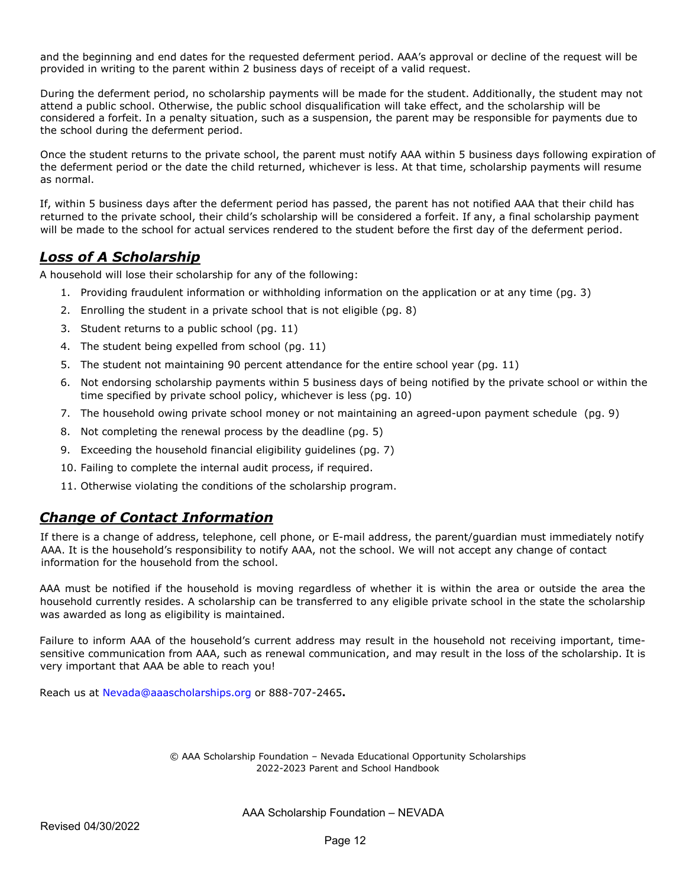and the beginning and end dates for the requested deferment period. AAA's approval or decline of the request will be provided in writing to the parent within 2 business days of receipt of a valid request.

During the deferment period, no scholarship payments will be made for the student. Additionally, the student may not attend a public school. Otherwise, the public school disqualification will take effect, and the scholarship will be considered a forfeit. In a penalty situation, such as a suspension, the parent may be responsible for payments due to the school during the deferment period.

Once the student returns to the private school, the parent must notify AAA within 5 business days following expiration of the deferment period or the date the child returned, whichever is less. At that time, scholarship payments will resume as normal.

If, within 5 business days after the deferment period has passed, the parent has not notified AAA that their child has returned to the private school, their child's scholarship will be considered a forfeit. If any, a final scholarship payment will be made to the school for actual services rendered to the student before the first day of the deferment period.

## ***Loss of A Scholarship***

A household will lose their scholarship for any of the following:

1. Providing fraudulent information or withholding information on the application or at any time (pg. 3)
2. Enrolling the student in a private school that is not eligible (pg. 8)
3. Student returns to a public school (pg. 11)
4. The student being expelled from school (pg. 11)
5. The student not maintaining 90 percent attendance for the entire school year (pg. 11)
6. Not endorsing scholarship payments within 5 business days of being notified by the private school or within the time specified by private school policy, whichever is less (pg. 10)
7. The household owing private school money or not maintaining an agreed-upon payment schedule (pg. 9)
8. Not completing the renewal process by the deadline (pg. 5)
9. Exceeding the household financial eligibility guidelines (pg. 7)
10. Failing to complete the internal audit process, if required.
11. Otherwise violating the conditions of the scholarship program.

## ***Change of Contact Information***

If there is a change of address, telephone, cell phone, or E-mail address, the parent/guardian must immediately notify AAA. It is the household's responsibility to notify AAA, not the school. We will not accept any change of contact information for the household from the school.

AAA must be notified if the household is moving regardless of whether it is within the area or outside the area the household currently resides. A scholarship can be transferred to any eligible private school in the state the scholarship was awarded as long as eligibility is maintained.

Failure to inform AAA of the household's current address may result in the household not receiving important, time-sensitive communication from AAA, such as renewal communication, and may result in the loss of the scholarship. It is very important that AAA be able to reach you!

Reach us at Nevada@aaascholarships.org or 888-707-2465**.**